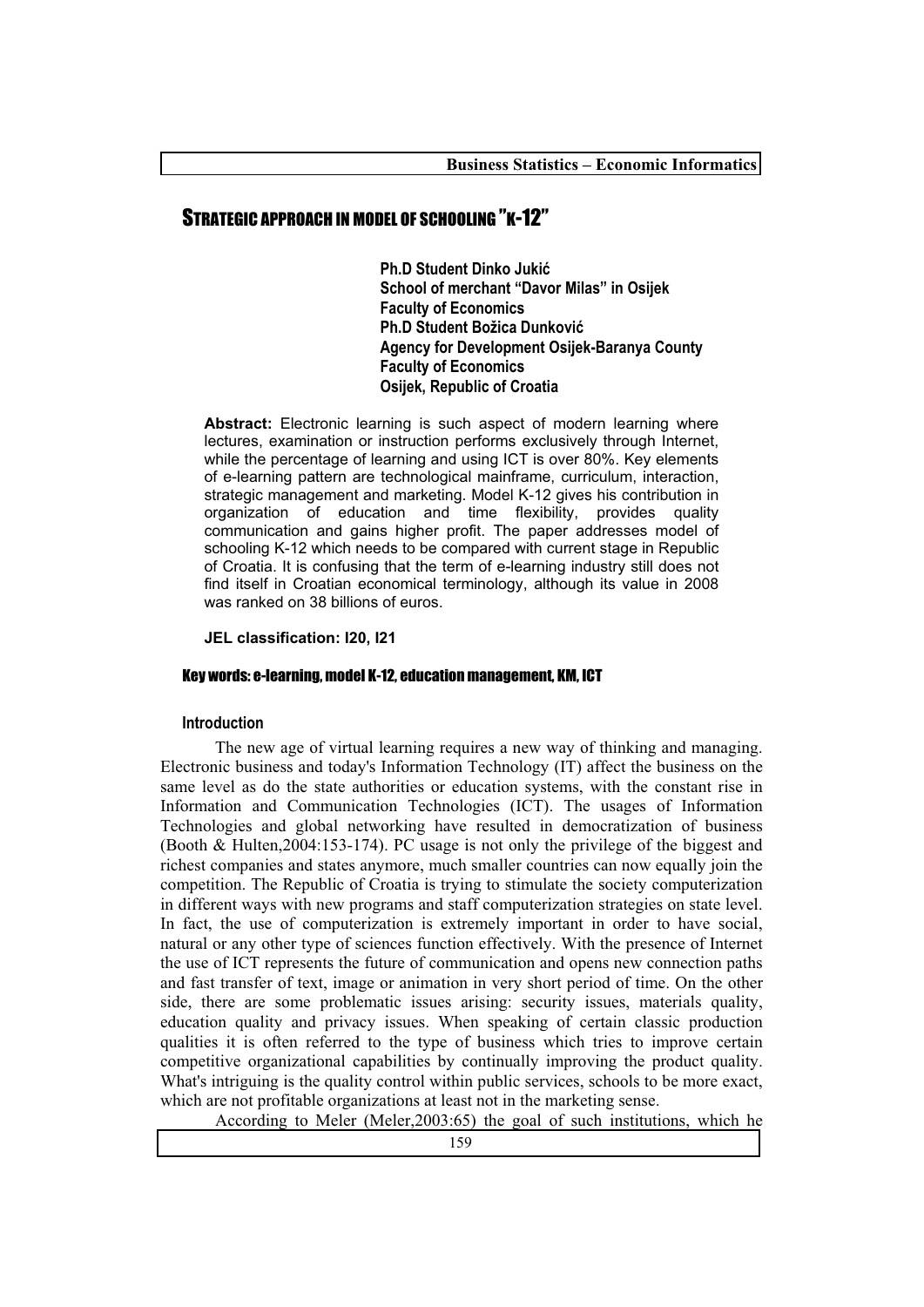# STRATEGIC APPROACH IN MODEL OF SCHOOLING "K-12"

**Ph.D Student Dinko Jukić**
**School of merchant "Davor Milas" in Osijek**
**Faculty of Economics**
**Ph.D Student Božica Dunković**
**Agency for Development Osijek-Baranya County**
**Faculty of Economics**
**Osijek, Republic of Croatia**

**Abstract:** Electronic learning is such aspect of modern learning where lectures, examination or instruction performs exclusively through Internet, while the percentage of learning and using ICT is over 80%. Key elements of e-learning pattern are technological mainframe, curriculum, interaction, strategic management and marketing. Model K-12 gives his contribution in organization of education and time flexibility, provides quality communication and gains higher profit. The paper addresses model of schooling K-12 which needs to be compared with current stage in Republic of Croatia. It is confusing that the term of e-learning industry still does not find itself in Croatian economical terminology, although its value in 2008 was ranked on 38 billions of euros.

**JEL classification: I20, I21**

**Key words: e-learning, model K-12, education management, KM, ICT**

## Introduction

The new age of virtual learning requires a new way of thinking and managing. Electronic business and today's Information Technology (IT) affect the business on the same level as do the state authorities or education systems, with the constant rise in Information and Communication Technologies (ICT). The usages of Information Technologies and global networking have resulted in democratization of business (Booth & Hulten,2004:153-174). PC usage is not only the privilege of the biggest and richest companies and states anymore, much smaller countries can now equally join the competition. The Republic of Croatia is trying to stimulate the society computerization in different ways with new programs and staff computerization strategies on state level. In fact, the use of computerization is extremely important in order to have social, natural or any other type of sciences function effectively. With the presence of Internet the use of ICT represents the future of communication and opens new connection paths and fast transfer of text, image or animation in very short period of time. On the other side, there are some problematic issues arising: security issues, materials quality, education quality and privacy issues. When speaking of certain classic production qualities it is often referred to the type of business which tries to improve certain competitive organizational capabilities by continually improving the product quality. What's intriguing is the quality control within public services, schools to be more exact, which are not profitable organizations at least not in the marketing sense.

According to Meler (Meler,2003:65) the goal of such institutions, which he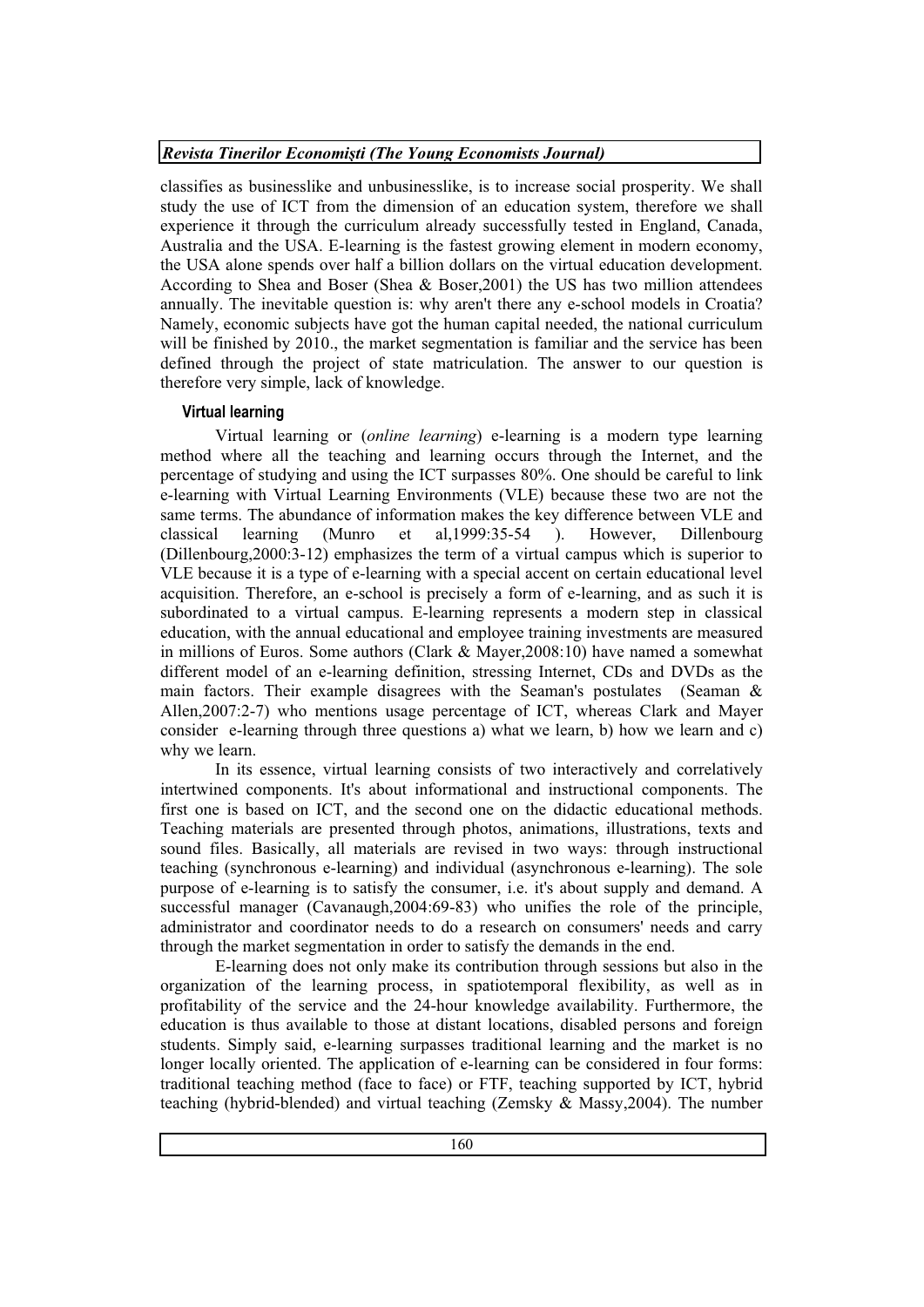classifies as businesslike and unbusinesslike, is to increase social prosperity. We shall study the use of ICT from the dimension of an education system, therefore we shall experience it through the curriculum already successfully tested in England, Canada, Australia and the USA. E-learning is the fastest growing element in modern economy, the USA alone spends over half a billion dollars on the virtual education development. According to Shea and Boser (Shea & Boser,2001) the US has two million attendees annually. The inevitable question is: why aren't there any e-school models in Croatia? Namely, economic subjects have got the human capital needed, the national curriculum will be finished by 2010., the market segmentation is familiar and the service has been defined through the project of state matriculation. The answer to our question is therefore very simple, lack of knowledge.

### Virtual learning

Virtual learning or (*online learning*) e-learning is a modern type learning method where all the teaching and learning occurs through the Internet, and the percentage of studying and using the ICT surpasses 80%. One should be careful to link e-learning with Virtual Learning Environments (VLE) because these two are not the same terms. The abundance of information makes the key difference between VLE and classical learning (Munro et al,1999:35-54 ). However, Dillenbourg (Dillenbourg,2000:3-12) emphasizes the term of a virtual campus which is superior to VLE because it is a type of e-learning with a special accent on certain educational level acquisition. Therefore, an e-school is precisely a form of e-learning, and as such it is subordinated to a virtual campus. E-learning represents a modern step in classical education, with the annual educational and employee training investments are measured in millions of Euros. Some authors (Clark & Mayer,2008:10) have named a somewhat different model of an e-learning definition, stressing Internet, CDs and DVDs as the main factors. Their example disagrees with the Seaman's postulates (Seaman & Allen,2007:2-7) who mentions usage percentage of ICT, whereas Clark and Mayer consider e-learning through three questions a) what we learn, b) how we learn and c) why we learn.

In its essence, virtual learning consists of two interactively and correlatively intertwined components. It's about informational and instructional components. The first one is based on ICT, and the second one on the didactic educational methods. Teaching materials are presented through photos, animations, illustrations, texts and sound files. Basically, all materials are revised in two ways: through instructional teaching (synchronous e-learning) and individual (asynchronous e-learning). The sole purpose of e-learning is to satisfy the consumer, i.e. it's about supply and demand. A successful manager (Cavanaugh,2004:69-83) who unifies the role of the principle, administrator and coordinator needs to do a research on consumers' needs and carry through the market segmentation in order to satisfy the demands in the end.

E-learning does not only make its contribution through sessions but also in the organization of the learning process, in spatiotemporal flexibility, as well as in profitability of the service and the 24-hour knowledge availability. Furthermore, the education is thus available to those at distant locations, disabled persons and foreign students. Simply said, e-learning surpasses traditional learning and the market is no longer locally oriented. The application of e-learning can be considered in four forms: traditional teaching method (face to face) or FTF, teaching supported by ICT, hybrid teaching (hybrid-blended) and virtual teaching (Zemsky & Massy,2004). The number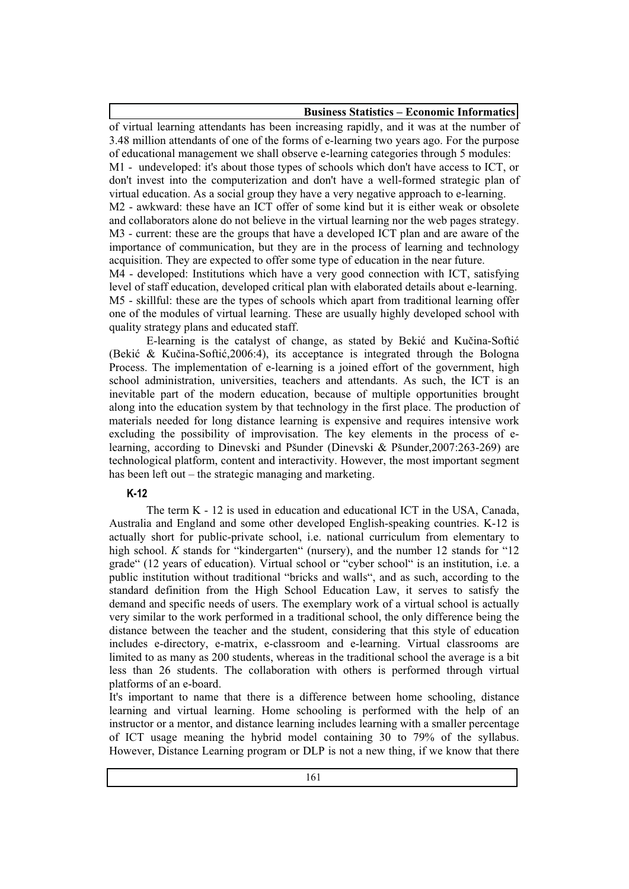of virtual learning attendants has been increasing rapidly, and it was at the number of 3.48 million attendants of one of the forms of e-learning two years ago. For the purpose of educational management we shall observe e-learning categories through 5 modules:

M1 - undeveloped: it's about those types of schools which don't have access to ICT, or don't invest into the computerization and don't have a well-formed strategic plan of virtual education. As a social group they have a very negative approach to e-learning.

M2 - awkward: these have an ICT offer of some kind but it is either weak or obsolete and collaborators alone do not believe in the virtual learning nor the web pages strategy.

M3 - current: these are the groups that have a developed ICT plan and are aware of the importance of communication, but they are in the process of learning and technology acquisition. They are expected to offer some type of education in the near future.

M4 - developed: Institutions which have a very good connection with ICT, satisfying level of staff education, developed critical plan with elaborated details about e-learning.

M5 - skillful: these are the types of schools which apart from traditional learning offer one of the modules of virtual learning. These are usually highly developed school with quality strategy plans and educated staff.

E-learning is the catalyst of change, as stated by Bekić and Kučina-Softić (Bekić & Kučina-Softić,2006:4), its acceptance is integrated through the Bologna Process. The implementation of e-learning is a joined effort of the government, high school administration, universities, teachers and attendants. As such, the ICT is an inevitable part of the modern education, because of multiple opportunities brought along into the education system by that technology in the first place. The production of materials needed for long distance learning is expensive and requires intensive work excluding the possibility of improvisation. The key elements in the process of e-learning, according to Dinevski and Pšunder (Dinevski & Pšunder,2007:263-269) are technological platform, content and interactivity. However, the most important segment has been left out – the strategic managing and marketing.

### K-12

The term K - 12 is used in education and educational ICT in the USA, Canada, Australia and England and some other developed English-speaking countries. K-12 is actually short for public-private school, i.e. national curriculum from elementary to high school. *K* stands for "kindergarten" (nursery), and the number 12 stands for "12 grade" (12 years of education). Virtual school or "cyber school" is an institution, i.e. a public institution without traditional "bricks and walls", and as such, according to the standard definition from the High School Education Law, it serves to satisfy the demand and specific needs of users. The exemplary work of a virtual school is actually very similar to the work performed in a traditional school, the only difference being the distance between the teacher and the student, considering that this style of education includes e-directory, e-matrix, e-classroom and e-learning. Virtual classrooms are limited to as many as 200 students, whereas in the traditional school the average is a bit less than 26 students. The collaboration with others is performed through virtual platforms of an e-board.

It's important to name that there is a difference between home schooling, distance learning and virtual learning. Home schooling is performed with the help of an instructor or a mentor, and distance learning includes learning with a smaller percentage of ICT usage meaning the hybrid model containing 30 to 79% of the syllabus. However, Distance Learning program or DLP is not a new thing, if we know that there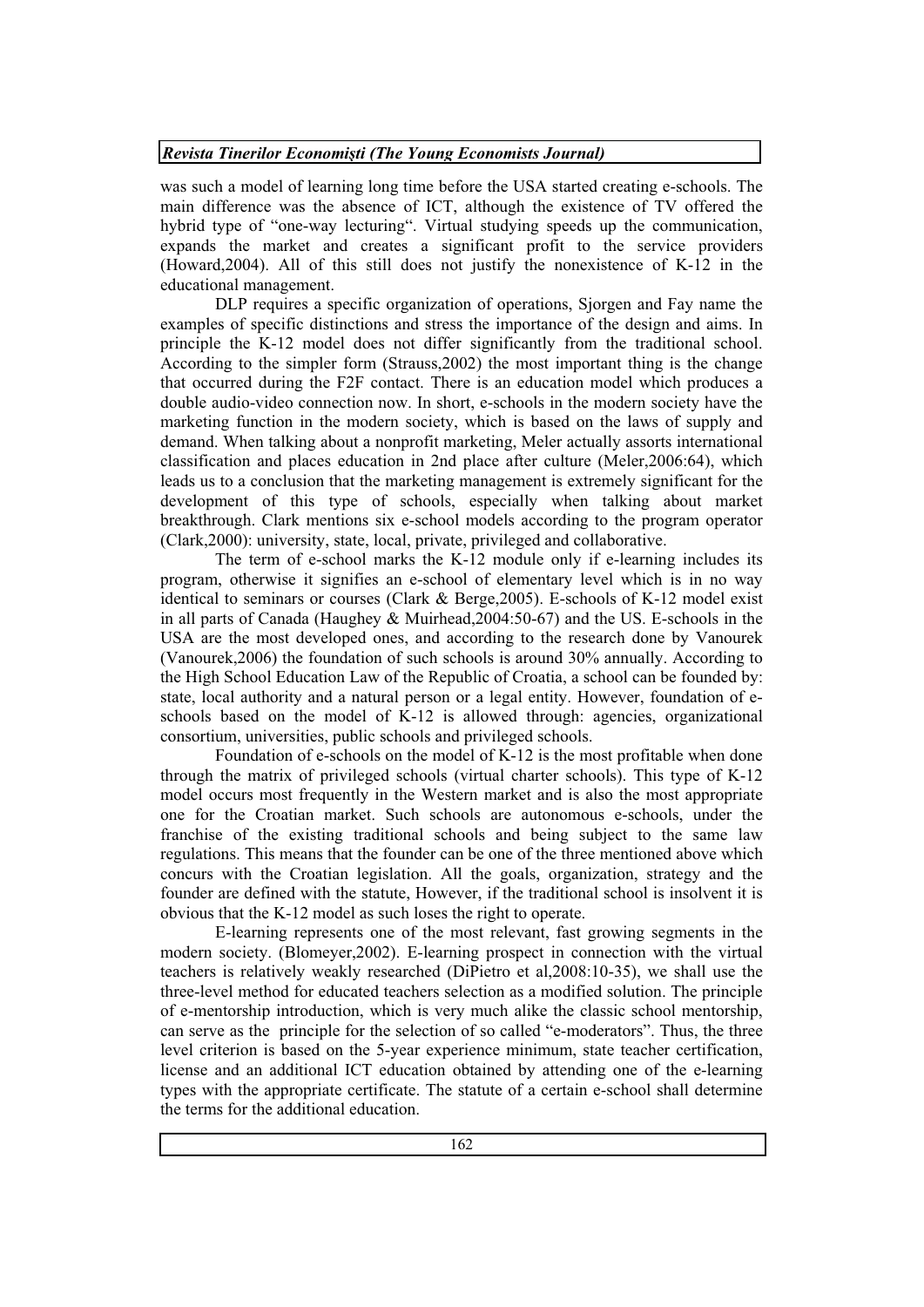was such a model of learning long time before the USA started creating e-schools. The main difference was the absence of ICT, although the existence of TV offered the hybrid type of "one-way lecturing". Virtual studying speeds up the communication, expands the market and creates a significant profit to the service providers (Howard,2004). All of this still does not justify the nonexistence of K-12 in the educational management.

DLP requires a specific organization of operations, Sjorgen and Fay name the examples of specific distinctions and stress the importance of the design and aims. In principle the K-12 model does not differ significantly from the traditional school. According to the simpler form (Strauss,2002) the most important thing is the change that occurred during the F2F contact. There is an education model which produces a double audio-video connection now. In short, e-schools in the modern society have the marketing function in the modern society, which is based on the laws of supply and demand. When talking about a nonprofit marketing, Meler actually assorts international classification and places education in 2nd place after culture (Meler,2006:64), which leads us to a conclusion that the marketing management is extremely significant for the development of this type of schools, especially when talking about market breakthrough. Clark mentions six e-school models according to the program operator (Clark,2000): university, state, local, private, privileged and collaborative.

The term of e-school marks the K-12 module only if e-learning includes its program, otherwise it signifies an e-school of elementary level which is in no way identical to seminars or courses (Clark & Berge,2005). E-schools of K-12 model exist in all parts of Canada (Haughey & Muirhead,2004:50-67) and the US. E-schools in the USA are the most developed ones, and according to the research done by Vanourek (Vanourek,2006) the foundation of such schools is around 30% annually. According to the High School Education Law of the Republic of Croatia, a school can be founded by: state, local authority and a natural person or a legal entity. However, foundation of e-schools based on the model of K-12 is allowed through: agencies, organizational consortium, universities, public schools and privileged schools.

Foundation of e-schools on the model of K-12 is the most profitable when done through the matrix of privileged schools (virtual charter schools). This type of K-12 model occurs most frequently in the Western market and is also the most appropriate one for the Croatian market. Such schools are autonomous e-schools, under the franchise of the existing traditional schools and being subject to the same law regulations. This means that the founder can be one of the three mentioned above which concurs with the Croatian legislation. All the goals, organization, strategy and the founder are defined with the statute, However, if the traditional school is insolvent it is obvious that the K-12 model as such loses the right to operate.

E-learning represents one of the most relevant, fast growing segments in the modern society. (Blomeyer,2002). E-learning prospect in connection with the virtual teachers is relatively weakly researched (DiPietro et al,2008:10-35), we shall use the three-level method for educated teachers selection as a modified solution. The principle of e-mentorship introduction, which is very much alike the classic school mentorship, can serve as the principle for the selection of so called "e-moderators". Thus, the three level criterion is based on the 5-year experience minimum, state teacher certification, license and an additional ICT education obtained by attending one of the e-learning types with the appropriate certificate. The statute of a certain e-school shall determine the terms for the additional education.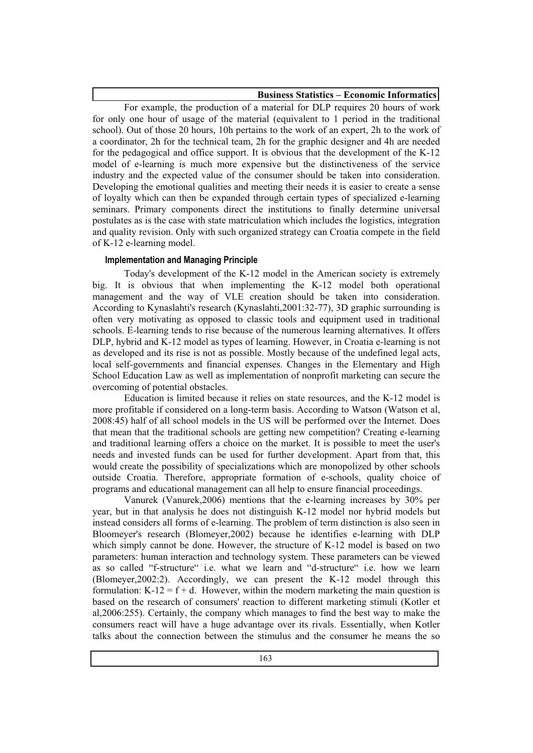For example, the production of a material for DLP requires 20 hours of work for only one hour of usage of the material (equivalent to 1 period in the traditional school). Out of those 20 hours, 10h pertains to the work of an expert, 2h to the work of a coordinator, 2h for the technical team, 2h for the graphic designer and 4h are needed for the pedagogical and office support. It is obvious that the development of the K-12 model of e-learning is much more expensive but the distinctiveness of the service industry and the expected value of the consumer should be taken into consideration. Developing the emotional qualities and meeting their needs it is easier to create a sense of loyalty which can then be expanded through certain types of specialized e-learning seminars. Primary components direct the institutions to finally determine universal postulates as is the case with state matriculation which includes the logistics, integration and quality revision. Only with such organized strategy can Croatia compete in the field of K-12 e-learning model.

### Implementation and Managing Principle

Today's development of the K-12 model in the American society is extremely big. It is obvious that when implementing the K-12 model both operational management and the way of VLE creation should be taken into consideration. According to Kynaslahti's research (Kynaslahti,2001:32-77), 3D graphic surrounding is often very motivating as opposed to classic tools and equipment used in traditional schools. E-learning tends to rise because of the numerous learning alternatives. It offers DLP, hybrid and K-12 model as types of learning. However, in Croatia e-learning is not as developed and its rise is not as possible. Mostly because of the undefined legal acts, local self-governments and financial expenses. Changes in the Elementary and High School Education Law as well as implementation of nonprofit marketing can secure the overcoming of potential obstacles.

Education is limited because it relies on state resources, and the K-12 model is more profitable if considered on a long-term basis. According to Watson (Watson et al, 2008:45) half of all school models in the US will be performed over the Internet. Does that mean that the traditional schools are getting new competition? Creating e-learning and traditional learning offers a choice on the market. It is possible to meet the user's needs and invested funds can be used for further development. Apart from that, this would create the possibility of specializations which are monopolized by other schools outside Croatia. Therefore, appropriate formation of e-schools, quality choice of programs and educational management can all help to ensure financial proceedings.

Vanurek (Vanurek,2006) mentions that the e-learning increases by 30% per year, but in that analysis he does not distinguish K-12 model nor hybrid models but instead considers all forms of e-learning. The problem of term distinction is also seen in Bloomeyer's research (Blomeyer,2002) because he identifies e-learning with DLP which simply cannot be done. However, the structure of K-12 model is based on two parameters: human interaction and technology system. These parameters can be viewed as so called "f-structure" i.e. what we learn and "d-structure" i.e. how we learn (Blomeyer,2002:2). Accordingly, we can present the K-12 model through this formulation: $K\text{-}12 = f + d$. However, within the modern marketing the main question is based on the research of consumers' reaction to different marketing stimuli (Kotler et al,2006:255). Certainly, the company which manages to find the best way to make the consumers react will have a huge advantage over its rivals. Essentially, when Kotler talks about the connection between the stimulus and the consumer he means the so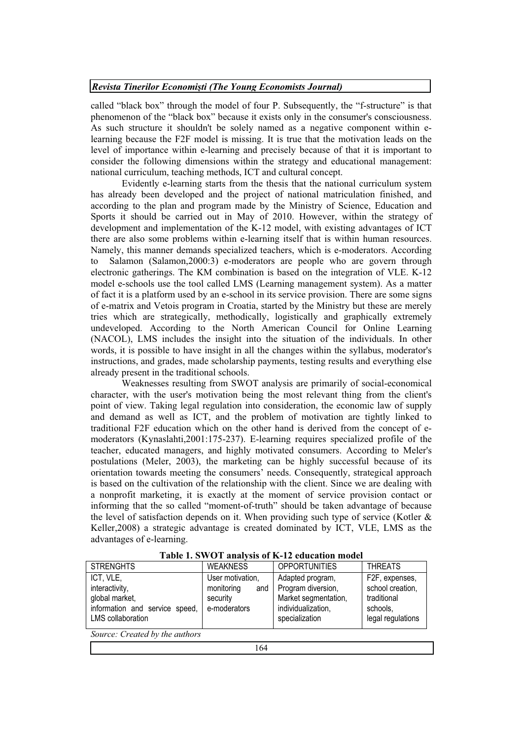called "black box" through the model of four P. Subsequently, the "f-structure" is that phenomenon of the "black box" because it exists only in the consumer's consciousness. As such structure it shouldn't be solely named as a negative component within e-learning because the F2F model is missing. It is true that the motivation leads on the level of importance within e-learning and precisely because of that it is important to consider the following dimensions within the strategy and educational management: national curriculum, teaching methods, ICT and cultural concept.

Evidently e-learning starts from the thesis that the national curriculum system has already been developed and the project of national matriculation finished, and according to the plan and program made by the Ministry of Science, Education and Sports it should be carried out in May of 2010. However, within the strategy of development and implementation of the K-12 model, with existing advantages of ICT there are also some problems within e-learning itself that is within human resources. Namely, this manner demands specialized teachers, which is e-moderators. According to Salamon (Salamon,2000:3) e-moderators are people who are govern through electronic gatherings. The KM combination is based on the integration of VLE. K-12 model e-schools use the tool called LMS (Learning management system). As a matter of fact it is a platform used by an e-school in its service provision. There are some signs of e-matrix and Vetois program in Croatia, started by the Ministry but these are merely tries which are strategically, methodically, logistically and graphically extremely undeveloped. According to the North American Council for Online Learning (NACOL), LMS includes the insight into the situation of the individuals. In other words, it is possible to have insight in all the changes within the syllabus, moderator's instructions, and grades, made scholarship payments, testing results and everything else already present in the traditional schools.

Weaknesses resulting from SWOT analysis are primarily of social-economical character, with the user's motivation being the most relevant thing from the client's point of view. Taking legal regulation into consideration, the economic law of supply and demand as well as ICT, and the problem of motivation are tightly linked to traditional F2F education which on the other hand is derived from the concept of e-moderators (Kynaslahti,2001:175-237). E-learning requires specialized profile of the teacher, educated managers, and highly motivated consumers. According to Meler's postulations (Meler, 2003), the marketing can be highly successful because of its orientation towards meeting the consumers' needs. Consequently, strategical approach is based on the cultivation of the relationship with the client. Since we are dealing with a nonprofit marketing, it is exactly at the moment of service provision contact or informing that the so called "moment-of-truth" should be taken advantage of because the level of satisfaction depends on it. When providing such type of service (Kotler & Keller,2008) a strategic advantage is created dominated by ICT, VLE, LMS as the advantages of e-learning.

**Table 1. SWOT analysis of K-12 education model**

| STRENGHTS | WEAKNESS | OPPORTUNITIES | THREATS |
|---|---|---|---|
| ICT, VLE, interactivity, global market, information and service speed, LMS collaboration | User motivation, monitoring and security e-moderators | Adapted program, Program diversion, Market segmentation, individualization, specialization | F2F, expenses, school creation, traditional schools, legal regulations |

*Source: Created by the authors*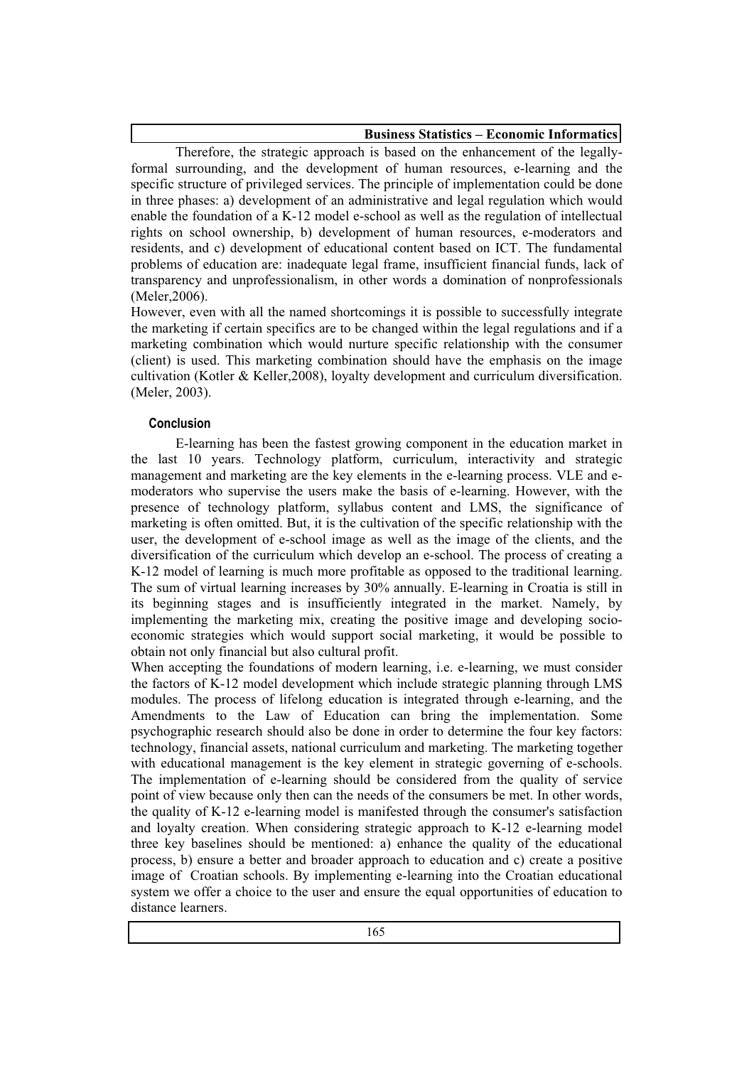Therefore, the strategic approach is based on the enhancement of the legally-formal surrounding, and the development of human resources, e-learning and the specific structure of privileged services. The principle of implementation could be done in three phases: a) development of an administrative and legal regulation which would enable the foundation of a K-12 model e-school as well as the regulation of intellectual rights on school ownership, b) development of human resources, e-moderators and residents, and c) development of educational content based on ICT. The fundamental problems of education are: inadequate legal frame, insufficient financial funds, lack of transparency and unprofessionalism, in other words a domination of nonprofessionals (Meler,2006).

However, even with all the named shortcomings it is possible to successfully integrate the marketing if certain specifics are to be changed within the legal regulations and if a marketing combination which would nurture specific relationship with the consumer (client) is used. This marketing combination should have the emphasis on the image cultivation (Kotler & Keller,2008), loyalty development and curriculum diversification. (Meler, 2003).

## Conclusion

E-learning has been the fastest growing component in the education market in the last 10 years. Technology platform, curriculum, interactivity and strategic management and marketing are the key elements in the e-learning process. VLE and e-moderators who supervise the users make the basis of e-learning. However, with the presence of technology platform, syllabus content and LMS, the significance of marketing is often omitted. But, it is the cultivation of the specific relationship with the user, the development of e-school image as well as the image of the clients, and the diversification of the curriculum which develop an e-school. The process of creating a K-12 model of learning is much more profitable as opposed to the traditional learning. The sum of virtual learning increases by 30% annually. E-learning in Croatia is still in its beginning stages and is insufficiently integrated in the market. Namely, by implementing the marketing mix, creating the positive image and developing socio-economic strategies which would support social marketing, it would be possible to obtain not only financial but also cultural profit.

When accepting the foundations of modern learning, i.e. e-learning, we must consider the factors of K-12 model development which include strategic planning through LMS modules. The process of lifelong education is integrated through e-learning, and the Amendments to the Law of Education can bring the implementation. Some psychographic research should also be done in order to determine the four key factors: technology, financial assets, national curriculum and marketing. The marketing together with educational management is the key element in strategic governing of e-schools. The implementation of e-learning should be considered from the quality of service point of view because only then can the needs of the consumers be met. In other words, the quality of K-12 e-learning model is manifested through the consumer's satisfaction and loyalty creation. When considering strategic approach to K-12 e-learning model three key baselines should be mentioned: a) enhance the quality of the educational process, b) ensure a better and broader approach to education and c) create a positive image of Croatian schools. By implementing e-learning into the Croatian educational system we offer a choice to the user and ensure the equal opportunities of education to distance learners.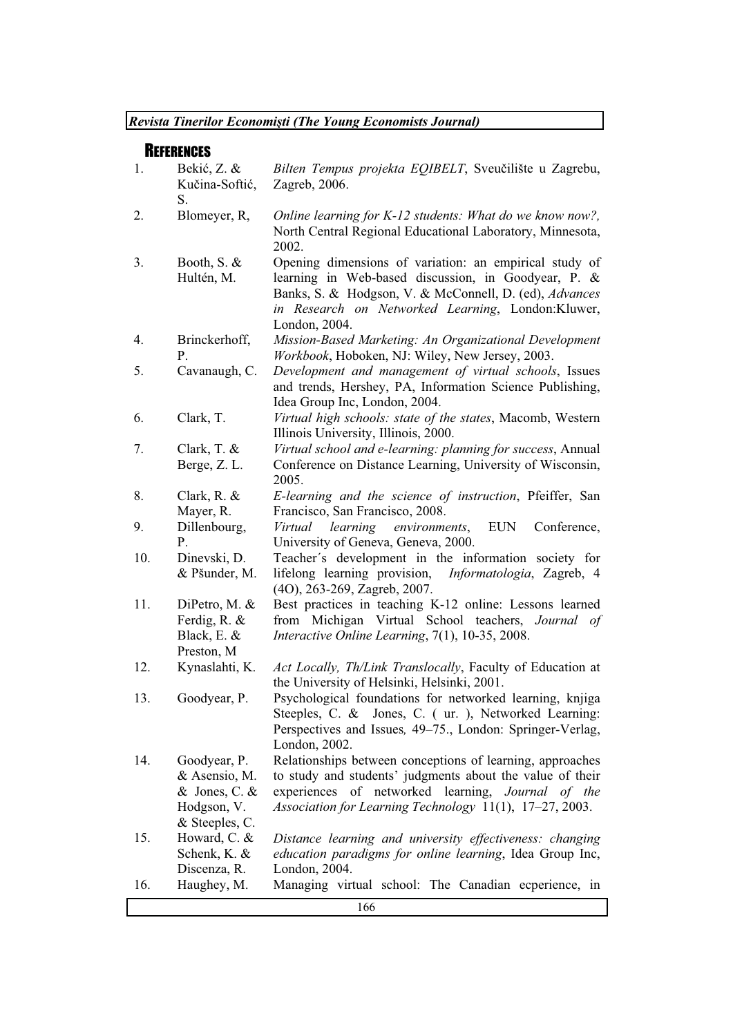## REFERENCES

1. Bekić, Z. & Kučina-Softić, S. *Bilten Tempus projekta EQIBELT*, Sveučilište u Zagrebu, Zagreb, 2006.
2. Blomeyer, R, *Online learning for K-12 students: What do we know now?,* North Central Regional Educational Laboratory, Minnesota, 2002.
3. Booth, S. & Hultén, M. Opening dimensions of variation: an empirical study of learning in Web-based discussion, in Goodyear, P. & Banks, S. & Hodgson, V. & McConnell, D. (ed), *Advances in Research on Networked Learning*, London:Kluwer, London, 2004.
4. Brinckerhoff, P. *Mission-Based Marketing: An Organizational Development Workbook*, Hoboken, NJ: Wiley, New Jersey, 2003.
5. Cavanaugh, C. *Development and management of virtual schools*, Issues and trends, Hershey, PA, Information Science Publishing, Idea Group Inc, London, 2004.
6. Clark, T. *Virtual high schools: state of the states*, Macomb, Western Illinois University, Illinois, 2000.
7. Clark, T. & Berge, Z. L. *Virtual school and e-learning: planning for success*, Annual Conference on Distance Learning, University of Wisconsin, 2005.
8. Clark, R. & Mayer, R. *E-learning and the science of instruction*, Pfeiffer, San Francisco, San Francisco, 2008.
9. Dillenbourg, P. *Virtual learning environments*, EUN Conference, University of Geneva, Geneva, 2000.
10. Dinevski, D. & Pšunder, M. Teacher´s development in the information society for lifelong learning provision, *Informatologia*, Zagreb, 4 (4O), 263-269, Zagreb, 2007.
11. DiPetro, M. & Ferdig, R. & Black, E. & Preston, M Best practices in teaching K-12 online: Lessons learned from Michigan Virtual School teachers, *Journal of Interactive Online Learning*, 7(1), 10-35, 2008.
12. Kynaslahti, K. *Act Locally, Th/Link Translocally*, Faculty of Education at the University of Helsinki, Helsinki, 2001.
13. Goodyear, P. Psychological foundations for networked learning, knjiga Steeples, C. & Jones, C. ( ur. ), Networked Learning: Perspectives and Issues*,* 49–75., London: Springer-Verlag, London, 2002.
14. Goodyear, P. & Asensio, M. & Jones, C. & Hodgson, V. & Steeples, C. Relationships between conceptions of learning, approaches to study and students' judgments about the value of their experiences of networked learning, *Journal of the Association for Learning Technology* 11(1), 17–27, 2003.
15. Howard, C. & Schenk, K. & Discenza, R. *Distance learning and university effectiveness: changing education paradigms for online learning*, Idea Group Inc, London, 2004.
16. Haughey, M. Managing virtual school: The Canadian ecperience, in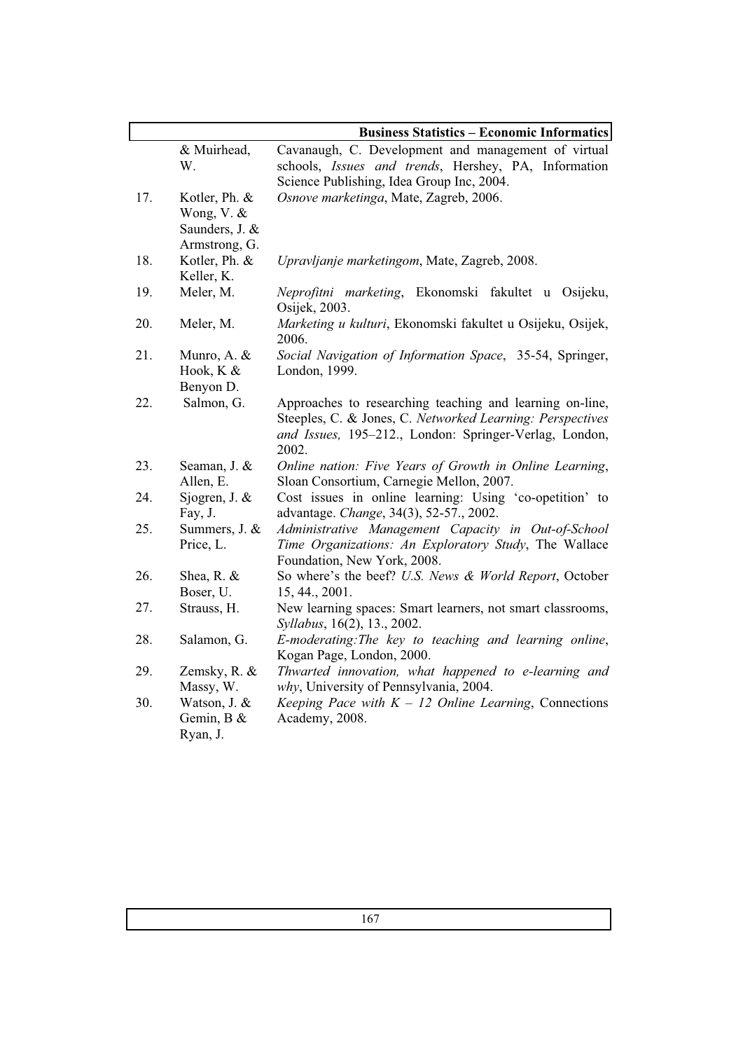| | | |
|---|---|---|
| | & Muirhead, W. | Cavanaugh, C. Development and management of virtual schools, *Issues and trends*, Hershey, PA, Information Science Publishing, Idea Group Inc, 2004. |
| 17. | Kotler, Ph. & Wong, V. & Saunders, J. & Armstrong, G. | *Osnove marketinga*, Mate, Zagreb, 2006. |
| 18. | Kotler, Ph. & Keller, K. | *Upravljanje marketingom*, Mate, Zagreb, 2008. |
| 19. | Meler, M. | *Neprofitni marketing*, Ekonomski fakultet u Osijeku, Osijek, 2003. |
| 20. | Meler, M. | *Marketing u kulturi*, Ekonomski fakultet u Osijeku, Osijek, 2006. |
| 21. | Munro, A. & Hook, K & Benyon D. | *Social Navigation of Information Space*, 35-54, Springer, London, 1999. |
| 22. | Salmon, G. | Approaches to researching teaching and learning on-line, Steeples, C. & Jones, C. *Networked Learning: Perspectives and Issues,* 195–212., London: Springer-Verlag, London, 2002. |
| 23. | Seaman, J. & Allen, E. | *Online nation: Five Years of Growth in Online Learning*, Sloan Consortium, Carnegie Mellon, 2007. |
| 24. | Sjogren, J. & Fay, J. | Cost issues in online learning: Using 'co-opetition' to advantage. *Change*, 34(3), 52-57., 2002. |
| 25. | Summers, J. & Price, L. | *Administrative Management Capacity in Out-of-School Time Organizations: An Exploratory Study*, The Wallace Foundation, New York, 2008. |
| 26. | Shea, R. & Boser, U. | So where's the beef? *U.S. News & World Report*, October 15, 44., 2001. |
| 27. | Strauss, H. | New learning spaces: Smart learners, not smart classrooms, *Syllabus*, 16(2), 13., 2002. |
| 28. | Salamon, G. | *E-moderating:The key to teaching and learning online*, Kogan Page, London, 2000. |
| 29. | Zemsky, R. & Massy, W. | *Thwarted innovation, what happened to e-learning and why*, University of Pennsylvania, 2004. |
| 30. | Watson, J. & Gemin, B & Ryan, J. | *Keeping Pace with K – 12 Online Learning*, Connections Academy, 2008. |